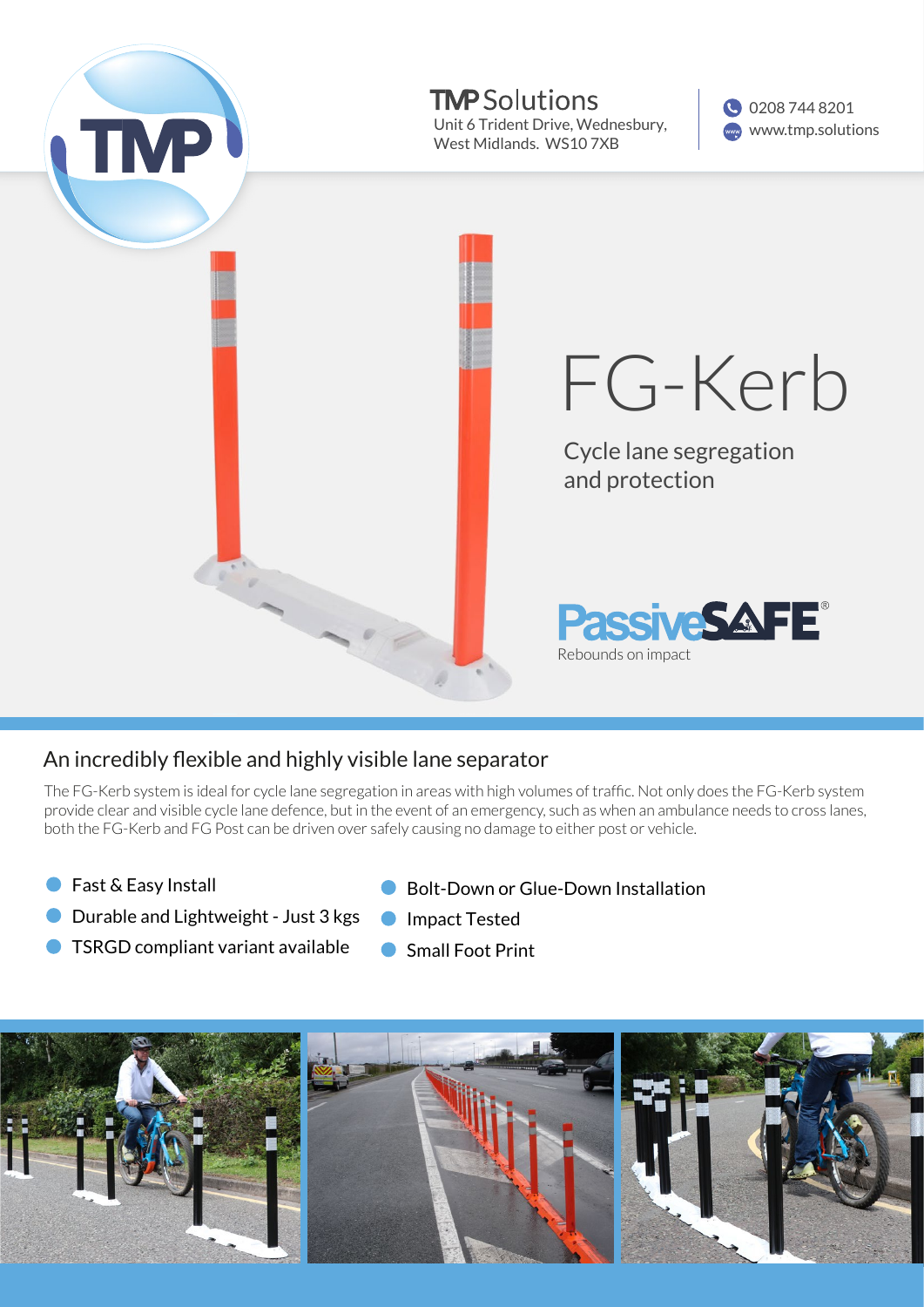**TMP Solutions**
Unit 6 Trident Drive, Wednesbury,
West Midlands. WS10 7XB

0208 744 8201
www.tmp.solutions

# FG-Kerb

Cycle lane segregation and protection

**PassiveSAFE®**
Rebounds on impact

## An incredibly flexible and highly visible lane separator

The FG-Kerb system is ideal for cycle lane segregation in areas with high volumes of traffic. Not only does the FG-Kerb system provide clear and visible cycle lane defence, but in the event of an emergency, such as when an ambulance needs to cross lanes, both the FG-Kerb and FG Post can be driven over safely causing no damage to either post or vehicle.

- Fast & Easy Install
- Durable and Lightweight - Just 3 kgs
- TSRGD compliant variant available
- Bolt-Down or Glue-Down Installation
- Impact Tested
- Small Foot Print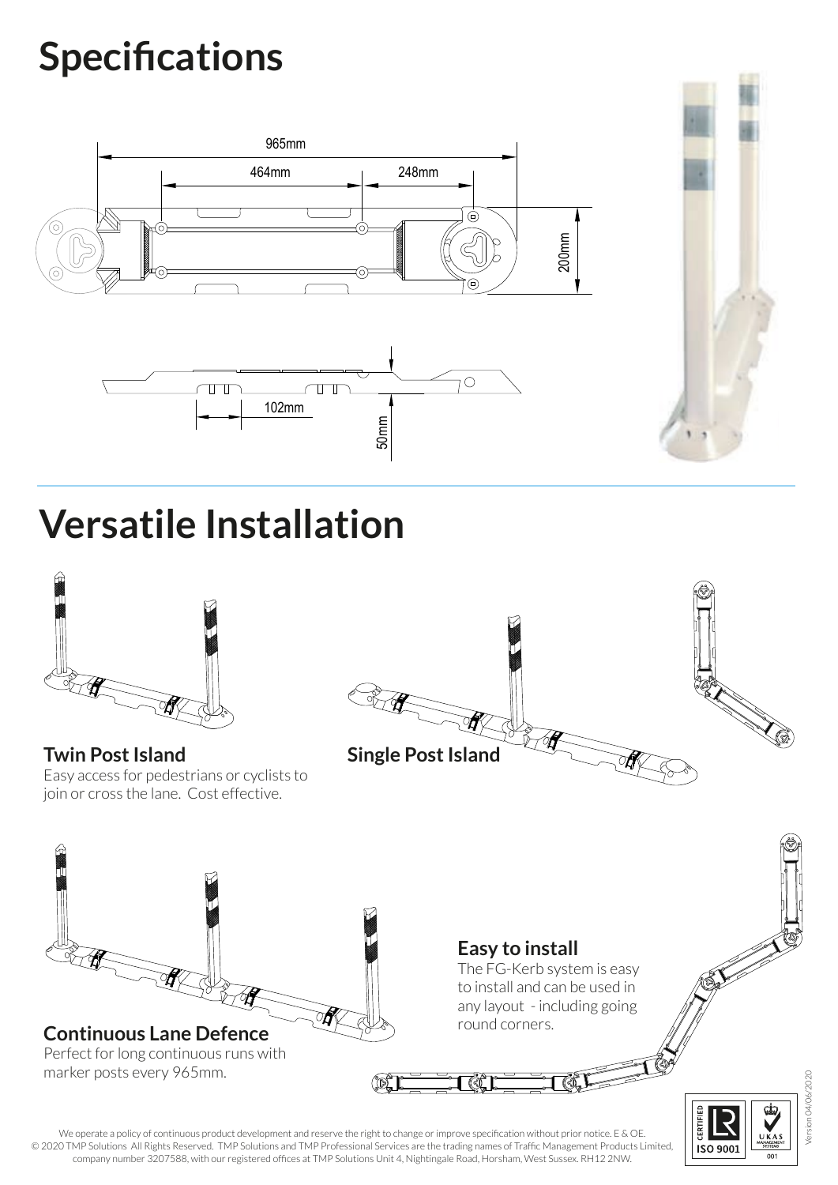# Specifications

965mm

464mm

248mm

200mm

102mm

50mm

# Versatile Installation

**Twin Post Island**

Easy access for pedestrians or cyclists to join or cross the lane. Cost effective.

**Single Post Island**

**Continuous Lane Defence**

Perfect for long continuous runs with marker posts every 965mm.

**Easy to install**

The FG-Kerb system is easy to install and can be used in any layout - including going round corners.

We operate a policy of continuous product development and reserve the right to change or improve specification without prior notice. E & OE.
© 2020 TMP Solutions All Rights Reserved. TMP Solutions and TMP Professional Services are the trading names of Traffic Management Products Limited, company number 3207588, with our registered offices at TMP Solutions Unit 4, Nightingale Road, Horsham, West Sussex. RH12 2NW.

CERTIFIED ISO 9001

UKAS MANAGEMENT SYSTEMS 001

Version 04/06/2020